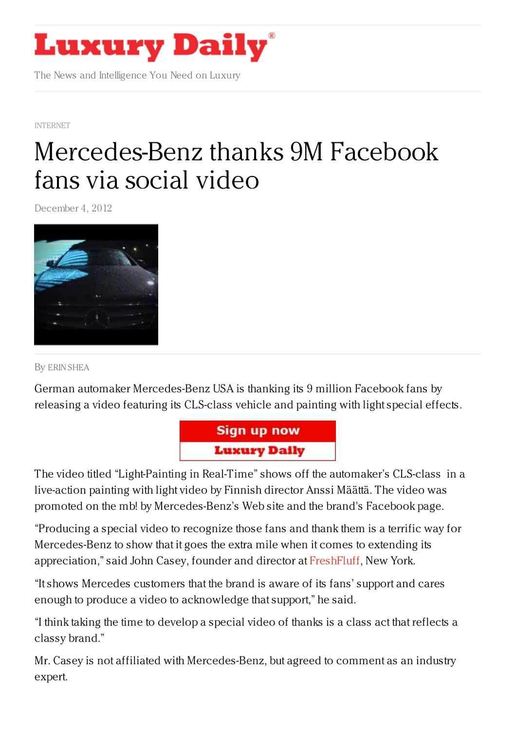# Luxury Daily

The News and Intelligence You Need on Luxury

INTERNET

# Mercedes-Benz thanks 9M Facebook fans via social video

December 4, 2012

By ERIN SHEA

German automaker Mercedes-Benz USA is thanking its 9 million Facebook fans by releasing a video featuring its CLS-class vehicle and painting with light special effects.

The video titled "Light-Painting in Real-Time" shows off the automaker's CLS-class in a live-action painting with light video by Finnish director Anssi Määttä. The video was promoted on the mb! by Mercedes-Benz's Web site and the brand's Facebook page.

"Producing a special video to recognize those fans and thank them is a terrific way for Mercedes-Benz to show that it goes the extra mile when it comes to extending its appreciation," said John Casey, founder and director at FreshFluff, New York.

"It shows Mercedes customers that the brand is aware of its fans' support and cares enough to produce a video to acknowledge that support," he said.

"I think taking the time to develop a special video of thanks is a class act that reflects a classy brand."

Mr. Casey is not affiliated with Mercedes-Benz, but agreed to comment as an industry expert.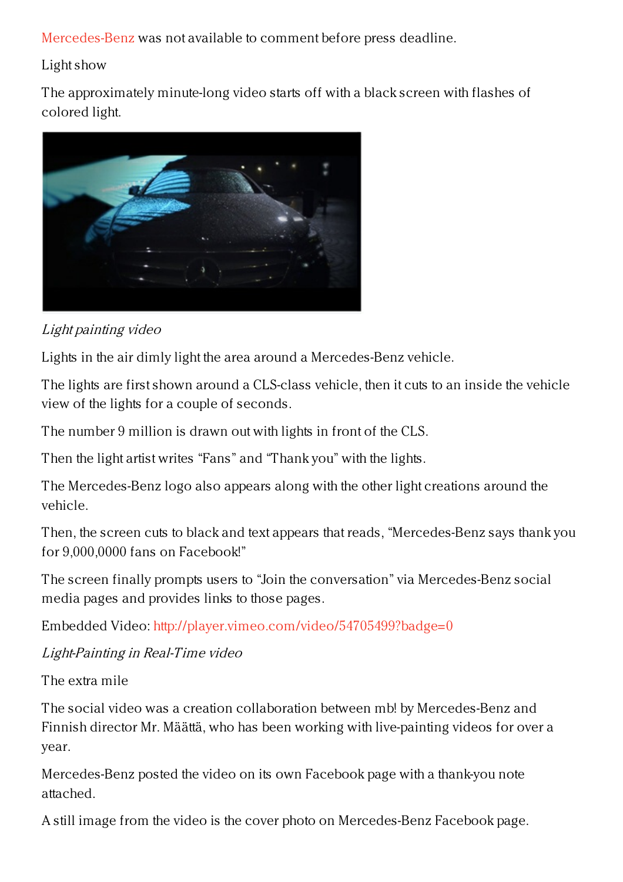Mercedes-Benz was not available to comment before press deadline.

Light show

The approximately minute-long video starts off with a black screen with flashes of colored light.

*Light painting video*

Lights in the air dimly light the area around a Mercedes-Benz vehicle.

The lights are first shown around a CLS-class vehicle, then it cuts to an inside the vehicle view of the lights for a couple of seconds.

The number 9 million is drawn out with lights in front of the CLS.

Then the light artist writes “Fans” and “Thank you” with the lights.

The Mercedes-Benz logo also appears along with the other light creations around the vehicle.

Then, the screen cuts to black and text appears that reads, “Mercedes-Benz says thank you for 9,000,0000 fans on Facebook!”

The screen finally prompts users to “Join the conversation” via Mercedes-Benz social media pages and provides links to those pages.

Embedded Video: http://player.vimeo.com/video/54705499?badge=0

*Light-Painting in Real-Time video*

The extra mile

The social video was a creation collaboration between mb! by Mercedes-Benz and Finnish director Mr. Määttä, who has been working with live-painting videos for over a year.

Mercedes-Benz posted the video on its own Facebook page with a thank-you note attached.

A still image from the video is the cover photo on Mercedes-Benz Facebook page.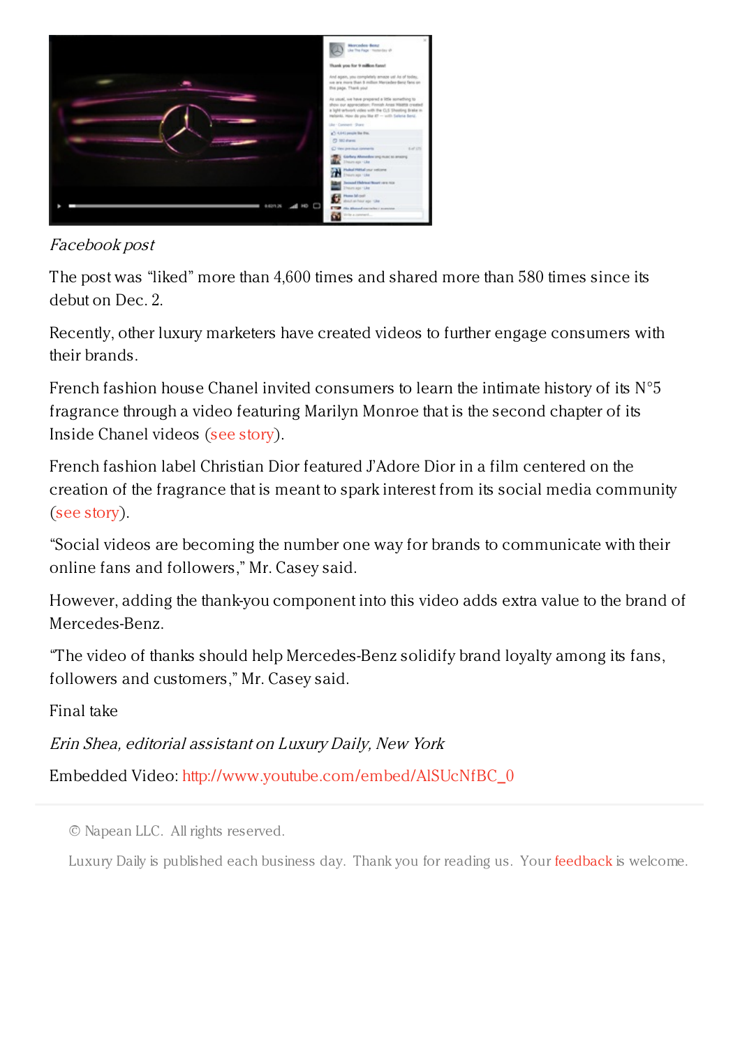*Facebook post*

The post was "liked" more than 4,600 times and shared more than 580 times since its debut on Dec. 2.

Recently, other luxury marketers have created videos to further engage consumers with their brands.

French fashion house Chanel invited consumers to learn the intimate history of its N°5 fragrance through a video featuring Marilyn Monroe that is the second chapter of its Inside Chanel videos (see story).

French fashion label Christian Dior featured J'Adore Dior in a film centered on the creation of the fragrance that is meant to spark interest from its social media community (see story).

"Social videos are becoming the number one way for brands to communicate with their online fans and followers," Mr. Casey said.

However, adding the thank-you component into this video adds extra value to the brand of Mercedes-Benz.

"The video of thanks should help Mercedes-Benz solidify brand loyalty among its fans, followers and customers," Mr. Casey said.

Final take

*Erin Shea, editorial assistant on Luxury Daily, New York*

Embedded Video: http://www.youtube.com/embed/AlSUcNfBC_0

© Napean LLC. All rights reserved.

Luxury Daily is published each business day. Thank you for reading us. Your feedback is welcome.